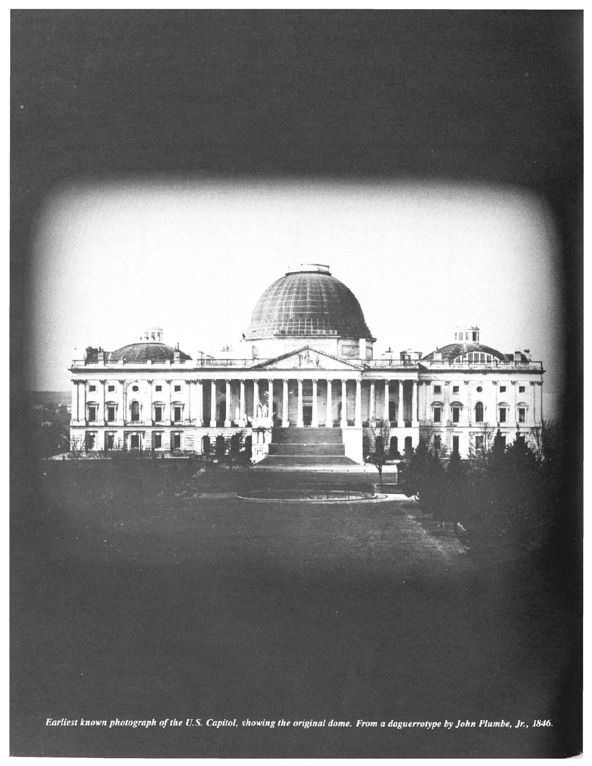*Earliest known photograph of the U.S. Capitol, showing the original dome. From a daguerrotype by John Plumbe, Jr., 1846.*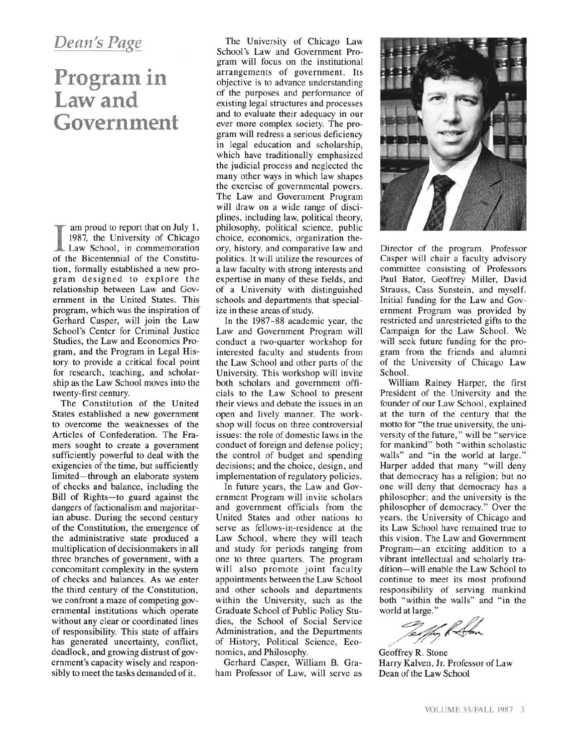*Dean's Page*

# Program in Law and Government

I am proud to report that on July 1, 1987, the University of Chicago Law School, in commemoration of the Bicentennial of the Constitution, formally established a new program designed to explore the relationship between Law and Government in the United States. This program, which was the inspiration of Gerhard Casper, will join the Law School's Center for Criminal Justice Studies, the Law and Economics Program, and the Program in Legal History to provide a critical focal point for research, teaching, and scholarship as the Law School moves into the twenty-first century.

The Constitution of the United States established a new government to overcome the weaknesses of the Articles of Confederation. The Framers sought to create a government sufficiently powerful to deal with the exigencies of the time, but sufficiently limited—through an elaborate system of checks and balance, including the Bill of Rights—to guard against the dangers of factionalism and majoritarian abuse. During the second century of the Constitution, the emergence of the administrative state produced a multiplication of decisionmakers in all three branches of government, with a concomitant complexity in the system of checks and balances. As we enter the third century of the Constitution, we confront a maze of competing governmental institutions which operate without any clear or coordinated lines of responsibility. This state of affairs has generated uncertainty, conflict, deadlock, and growing distrust of government's capacity wisely and responsibly to meet the tasks demanded of it.

The University of Chicago Law School's Law and Government Program will focus on the institutional arrangements of government. Its objective is to advance understanding of the purposes and performance of existing legal structures and processes and to evaluate their adequacy in our ever more complex society. The program will redress a serious deficiency in legal education and scholarship, which have traditionally emphasized the judicial process and neglected the many other ways in which law shapes the exercise of governmental powers. The Law and Government Program will draw on a wide range of disciplines, including law, political theory, philosophy, political science, public choice, economics, organization theory, history, and comparative law and politics. It will utilize the resources of a law faculty with strong interests and expertise in many of these fields, and of a University with distinguished schools and departments that specialize in these areas of study.

In the 1987–88 academic year, the Law and Government Program will conduct a two-quarter workshop for interested faculty and students from the Law School and other parts of the University. This workshop will invite both scholars and government officials to the Law School to present their views and debate the issues in an open and lively manner. The workshop will focus on three controversial issues: the role of domestic laws in the conduct of foreign and defense policy; the control of budget and spending decisions; and the choice, design, and implementation of regulatory policies.

In future years, the Law and Government Program will invite scholars and government officials from the United States and other nations to serve as fellows-in-residence at the Law School, where they will teach and study for periods ranging from one to three quarters. The program will also promote joint faculty appointments between the Law School and other schools and departments within the University, such as the Graduate School of Public Policy Studies, the School of Social Service Administration, and the Departments of History, Political Science, Economics, and Philosophy.

Gerhard Casper, William B. Graham Professor of Law, will serve as Director of the program. Professor Casper will chair a faculty advisory committee consisting of Professors Paul Bator, Geoffrey Miller, David Strauss, Cass Sunstein, and myself. Initial funding for the Law and Government Program was provided by restricted and unrestricted gifts to the Campaign for the Law School. We will seek future funding for the program from the friends and alumni of the University of Chicago Law School.

William Rainey Harper, the first President of the University and the founder of our Law School, explained at the turn of the century that the motto for "the true university, the university of the future," will be "service for mankind" both "within scholastic walls" and "in the world at large." Harper added that many "will deny that democracy has a religion; but no one will deny that democracy has a philosopher; and the university is the philosopher of democracy." Over the years, the University of Chicago and its Law School have remained true to this vision. The Law and Government Program—an exciting addition to a vibrant intellectual and scholarly tradition—will enable the Law School to continue to meet its most profound responsibility of serving mankind both "within the walls" and "in the world at large."

Geoffrey R. Stone
Harry Kalven, Jr. Professor of Law
Dean of the Law School